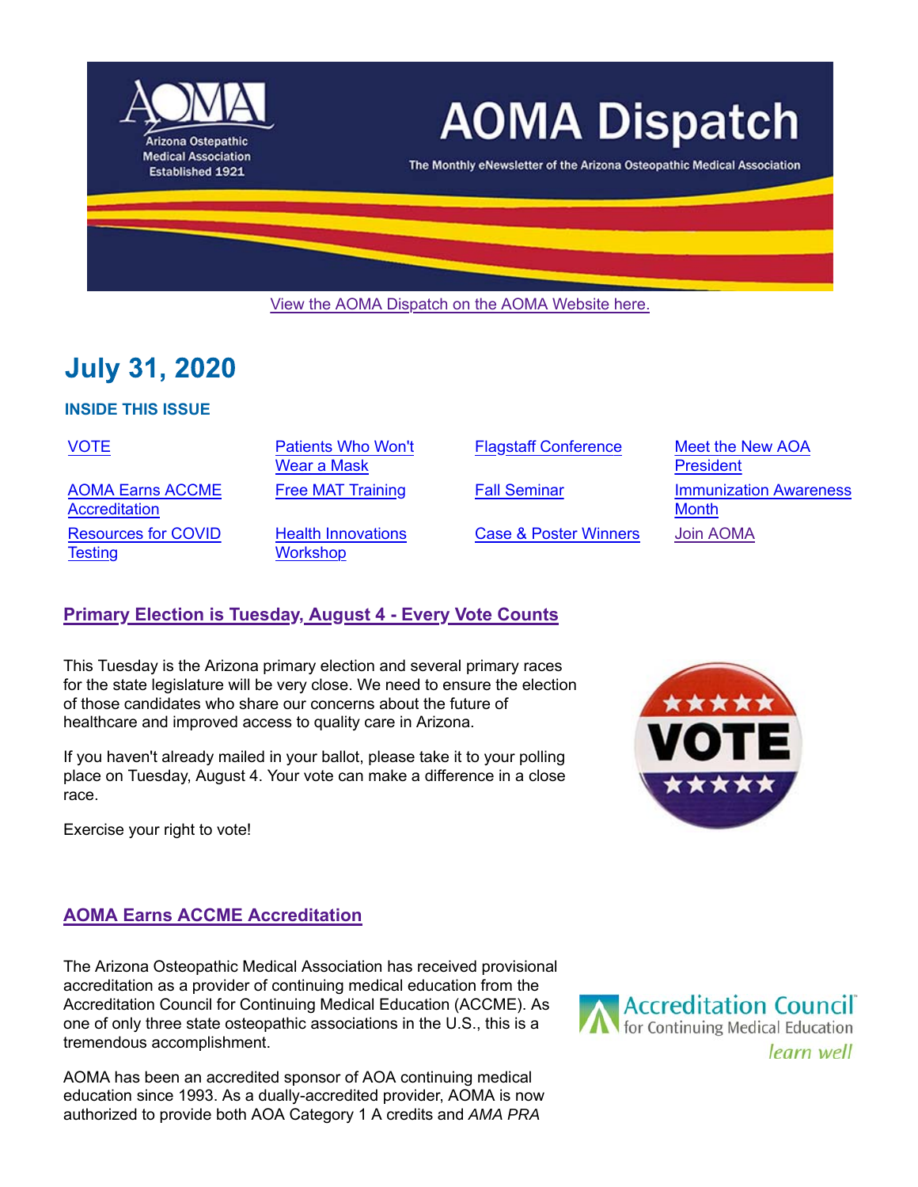# AOMA Dispatch

Arizona Osteopathic Medical Association Established 1921

The Monthly eNewsletter of the Arizona Osteopathic Medical Association

View the AOMA Dispatch on the AOMA Website here.

## July 31, 2020

### INSIDE THIS ISSUE

- VOTE
- AOMA Earns ACCME Accreditation
- Resources for COVID Testing
- Patients Who Won't Wear a Mask
- Free MAT Training
- Health Innovations Workshop
- Flagstaff Conference
- Fall Seminar
- Case & Poster Winners
- Meet the New AOA President
- Immunization Awareness Month
- Join AOMA

## Primary Election is Tuesday, August 4 - Every Vote Counts

This Tuesday is the Arizona primary election and several primary races for the state legislature will be very close. We need to ensure the election of those candidates who share our concerns about the future of healthcare and improved access to quality care in Arizona.

If you haven't already mailed in your ballot, please take it to your polling place on Tuesday, August 4. Your vote can make a difference in a close race.

Exercise your right to vote!

## AOMA Earns ACCME Accreditation

The Arizona Osteopathic Medical Association has received provisional accreditation as a provider of continuing medical education from the Accreditation Council for Continuing Medical Education (ACCME). As one of only three state osteopathic associations in the U.S., this is a tremendous accomplishment.

AOMA has been an accredited sponsor of AOA continuing medical education since 1993. As a dually-accredited provider, AOMA is now authorized to provide both AOA Category 1 A credits and *AMA PRA*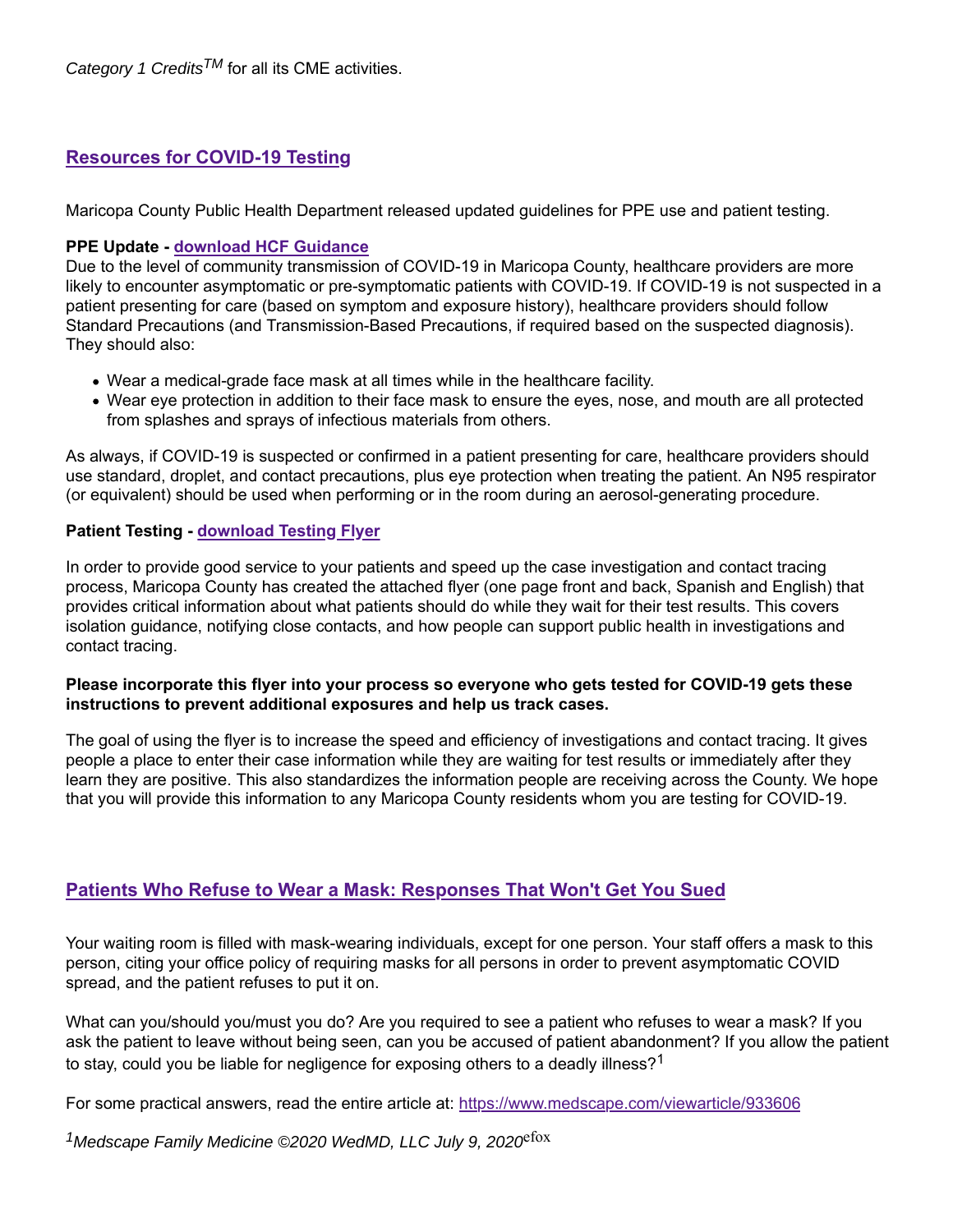*Category 1 Credits*™ for all its CME activities.

## Resources for COVID-19 Testing

Maricopa County Public Health Department released updated guidelines for PPE use and patient testing.

**PPE Update - download HCF Guidance**
Due to the level of community transmission of COVID-19 in Maricopa County, healthcare providers are more likely to encounter asymptomatic or pre-symptomatic patients with COVID-19. If COVID-19 is not suspected in a patient presenting for care (based on symptom and exposure history), healthcare providers should follow Standard Precautions (and Transmission-Based Precautions, if required based on the suspected diagnosis). They should also:

- Wear a medical-grade face mask at all times while in the healthcare facility.
- Wear eye protection in addition to their face mask to ensure the eyes, nose, and mouth are all protected from splashes and sprays of infectious materials from others.

As always, if COVID-19 is suspected or confirmed in a patient presenting for care, healthcare providers should use standard, droplet, and contact precautions, plus eye protection when treating the patient. An N95 respirator (or equivalent) should be used when performing or in the room during an aerosol-generating procedure.

**Patient Testing - download Testing Flyer**

In order to provide good service to your patients and speed up the case investigation and contact tracing process, Maricopa County has created the attached flyer (one page front and back, Spanish and English) that provides critical information about what patients should do while they wait for their test results. This covers isolation guidance, notifying close contacts, and how people can support public health in investigations and contact tracing.

**Please incorporate this flyer into your process so everyone who gets tested for COVID-19 gets these instructions to prevent additional exposures and help us track cases.**

The goal of using the flyer is to increase the speed and efficiency of investigations and contact tracing. It gives people a place to enter their case information while they are waiting for test results or immediately after they learn they are positive. This also standardizes the information people are receiving across the County. We hope that you will provide this information to any Maricopa County residents whom you are testing for COVID-19.

## Patients Who Refuse to Wear a Mask: Responses That Won't Get You Sued

Your waiting room is filled with mask-wearing individuals, except for one person. Your staff offers a mask to this person, citing your office policy of requiring masks for all persons in order to prevent asymptomatic COVID spread, and the patient refuses to put it on.

What can you/should you/must you do? Are you required to see a patient who refuses to wear a mask? If you ask the patient to leave without being seen, can you be accused of patient abandonment? If you allow the patient to stay, could you be liable for negligence for exposing others to a deadly illness?[1]

For some practical answers, read the entire article at: https://www.medscape.com/viewarticle/933606

*[1]Medscape Family Medicine ©2020 WedMD, LLC July 9, 2020*efox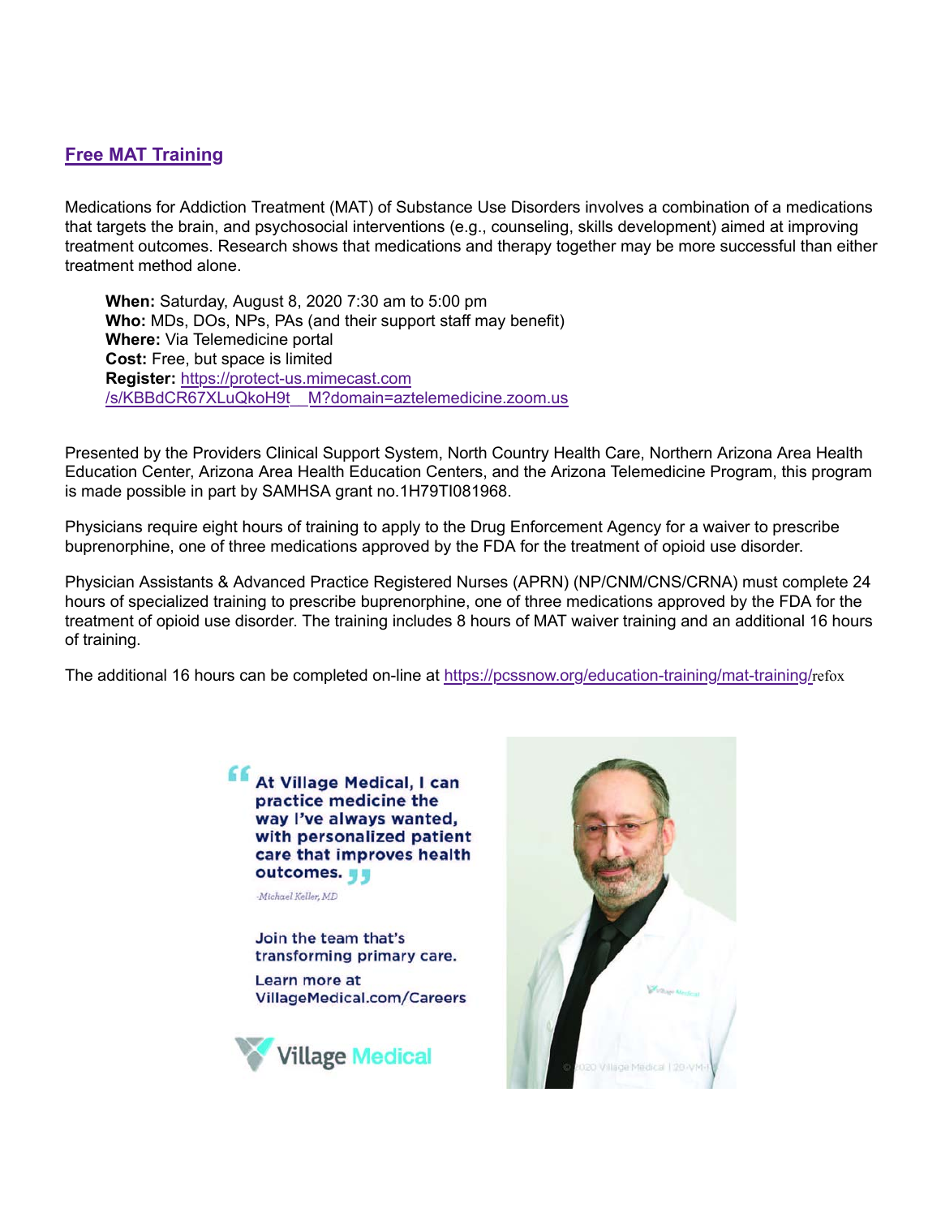## Free MAT Training

Medications for Addiction Treatment (MAT) of Substance Use Disorders involves a combination of a medications that targets the brain, and psychosocial interventions (e.g., counseling, skills development) aimed at improving treatment outcomes. Research shows that medications and therapy together may be more successful than either treatment method alone.

> **When:** Saturday, August 8, 2020 7:30 am to 5:00 pm
> **Who:** MDs, DOs, NPs, PAs (and their support staff may benefit)
> **Where:** Via Telemedicine portal
> **Cost:** Free, but space is limited
> **Register:** https://protect-us.mimecast.com/s/KBBdCR67XLuQkoH9t__M?domain=aztelemedicine.zoom.us

Presented by the Providers Clinical Support System, North Country Health Care, Northern Arizona Area Health Education Center, Arizona Area Health Education Centers, and the Arizona Telemedicine Program, this program is made possible in part by SAMHSA grant no.1H79TI081968.

Physicians require eight hours of training to apply to the Drug Enforcement Agency for a waiver to prescribe buprenorphine, one of three medications approved by the FDA for the treatment of opioid use disorder.

Physician Assistants & Advanced Practice Registered Nurses (APRN) (NP/CNM/CNS/CRNA) must complete 24 hours of specialized training to prescribe buprenorphine, one of three medications approved by the FDA for the treatment of opioid use disorder. The training includes 8 hours of MAT waiver training and an additional 16 hours of training.

The additional 16 hours can be completed on-line at https://pcssnow.org/education-training/mat-training/refox

"At Village Medical, I can practice medicine the way I've always wanted, with personalized patient care that improves health outcomes."

*-Michael Keller, MD*

Join the team that's transforming primary care.

Learn more at VillageMedical.com/Careers

Village Medical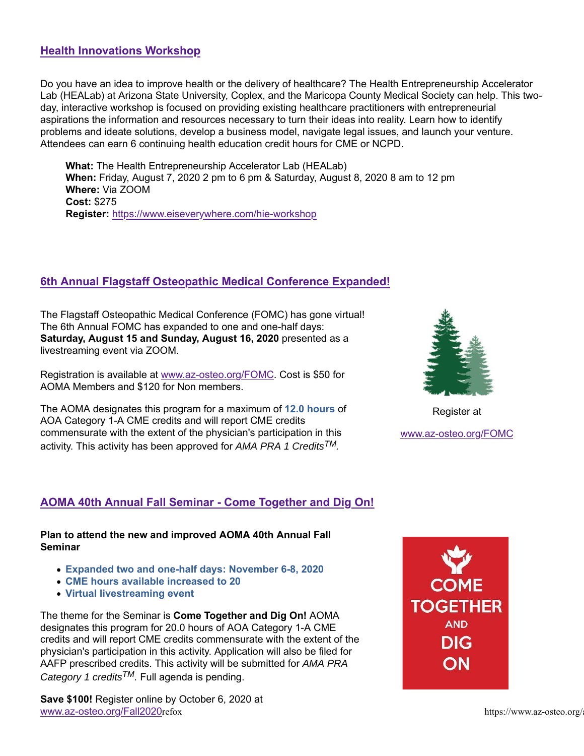## Health Innovations Workshop

Do you have an idea to improve health or the delivery of healthcare? The Health Entrepreneurship Accelerator Lab (HEALab) at Arizona State University, Coplex, and the Maricopa County Medical Society can help. This two-day, interactive workshop is focused on providing existing healthcare practitioners with entrepreneurial aspirations the information and resources necessary to turn their ideas into reality. Learn how to identify problems and ideate solutions, develop a business model, navigate legal issues, and launch your venture. Attendees can earn 6 continuing health education credit hours for CME or NCPD.

**What:** The Health Entrepreneurship Accelerator Lab (HEALab)
**When:** Friday, August 7, 2020 2 pm to 6 pm & Saturday, August 8, 2020 8 am to 12 pm
**Where:** Via ZOOM
**Cost:** $275
**Register:** https://www.eiseverywhere.com/hie-workshop

## 6th Annual Flagstaff Osteopathic Medical Conference Expanded!

The Flagstaff Osteopathic Medical Conference (FOMC) has gone virtual! The 6th Annual FOMC has expanded to one and one-half days: **Saturday, August 15 and Sunday, August 16, 2020** presented as a livestreaming event via ZOOM.

Registration is available at www.az-osteo.org/FOMC. Cost is $50 for AOMA Members and $120 for Non members.

The AOMA designates this program for a maximum of **12.0 hours** of AOA Category 1-A CME credits and will report CME credits commensurate with the extent of the physician's participation in this activity. This activity has been approved for *AMA PRA 1 Credits*™.

Register at

www.az-osteo.org/FOMC

## AOMA 40th Annual Fall Seminar - Come Together and Dig On!

**Plan to attend the new and improved AOMA 40th Annual Fall Seminar**

- **Expanded two and one-half days: November 6-8, 2020**
- **CME hours available increased to 20**
- **Virtual livestreaming event**

The theme for the Seminar is **Come Together and Dig On!** AOMA designates this program for 20.0 hours of AOA Category 1-A CME credits and will report CME credits commensurate with the extent of the physician's participation in this activity. Application will also be filed for AAFP prescribed credits. This activity will be submitted for *AMA PRA Category 1 credits*™. Full agenda is pending.

COME TOGETHER AND DIG ON

**Save $100!** Register online by October 6, 2020 at www.az-osteo.org/Fall2020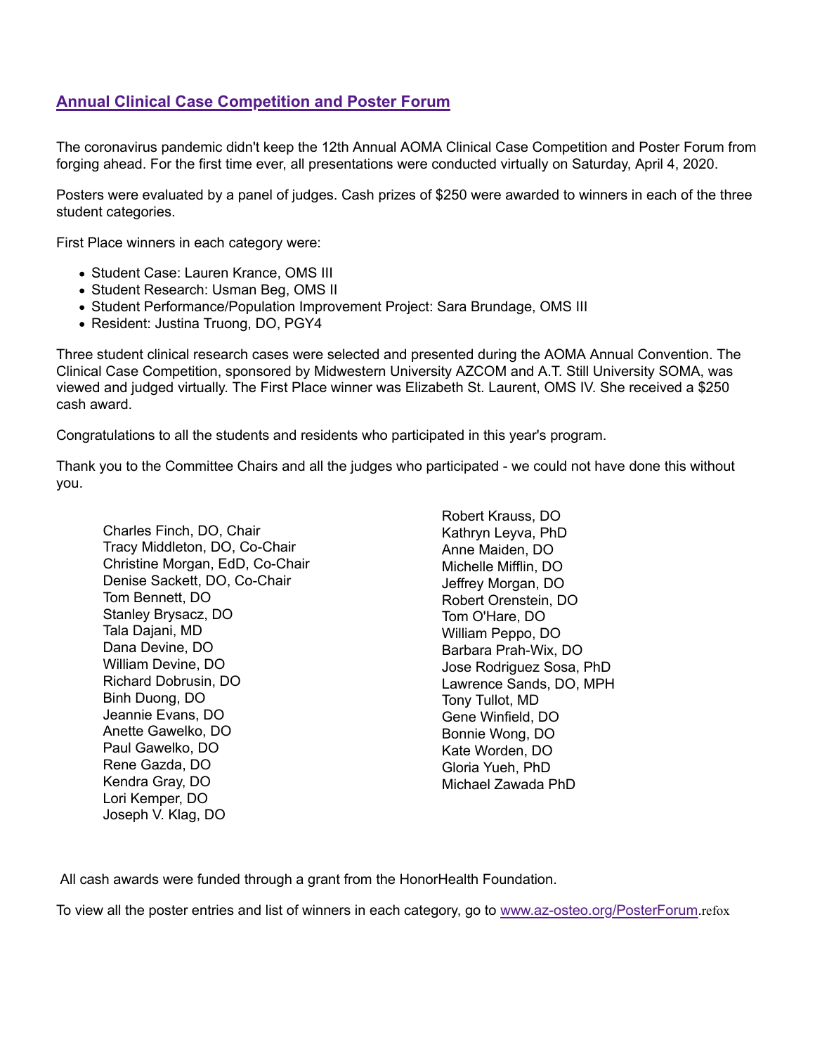## [Annual Clinical Case Competition and Poster Forum](#)

The coronavirus pandemic didn't keep the 12th Annual AOMA Clinical Case Competition and Poster Forum from forging ahead. For the first time ever, all presentations were conducted virtually on Saturday, April 4, 2020.

Posters were evaluated by a panel of judges. Cash prizes of $250 were awarded to winners in each of the three student categories.

First Place winners in each category were:

- Student Case: Lauren Krance, OMS III
- Student Research: Usman Beg, OMS II
- Student Performance/Population Improvement Project: Sara Brundage, OMS III
- Resident: Justina Truong, DO, PGY4

Three student clinical research cases were selected and presented during the AOMA Annual Convention. The Clinical Case Competition, sponsored by Midwestern University AZCOM and A.T. Still University SOMA, was viewed and judged virtually. The First Place winner was Elizabeth St. Laurent, OMS IV. She received a $250 cash award.

Congratulations to all the students and residents who participated in this year's program.

Thank you to the Committee Chairs and all the judges who participated - we could not have done this without you.

Charles Finch, DO, Chair
Tracy Middleton, DO, Co-Chair
Christine Morgan, EdD, Co-Chair
Denise Sackett, DO, Co-Chair
Tom Bennett, DO
Stanley Brysacz, DO
Tala Dajani, MD
Dana Devine, DO
William Devine, DO
Richard Dobrusin, DO
Binh Duong, DO
Jeannie Evans, DO
Anette Gawelko, DO
Paul Gawelko, DO
Rene Gazda, DO
Kendra Gray, DO
Lori Kemper, DO
Joseph V. Klag, DO
Robert Krauss, DO
Kathryn Leyva, PhD
Anne Maiden, DO
Michelle Mifflin, DO
Jeffrey Morgan, DO
Robert Orenstein, DO
Tom O'Hare, DO
William Peppo, DO
Barbara Prah-Wix, DO
Jose Rodriguez Sosa, PhD
Lawrence Sands, DO, MPH
Tony Tullot, MD
Gene Winfield, DO
Bonnie Wong, DO
Kate Worden, DO
Gloria Yueh, PhD
Michael Zawada PhD

All cash awards were funded through a grant from the HonorHealth Foundation.

To view all the poster entries and list of winners in each category, go to [www.az-osteo.org/PosterForum](www.az-osteo.org/PosterForum).refox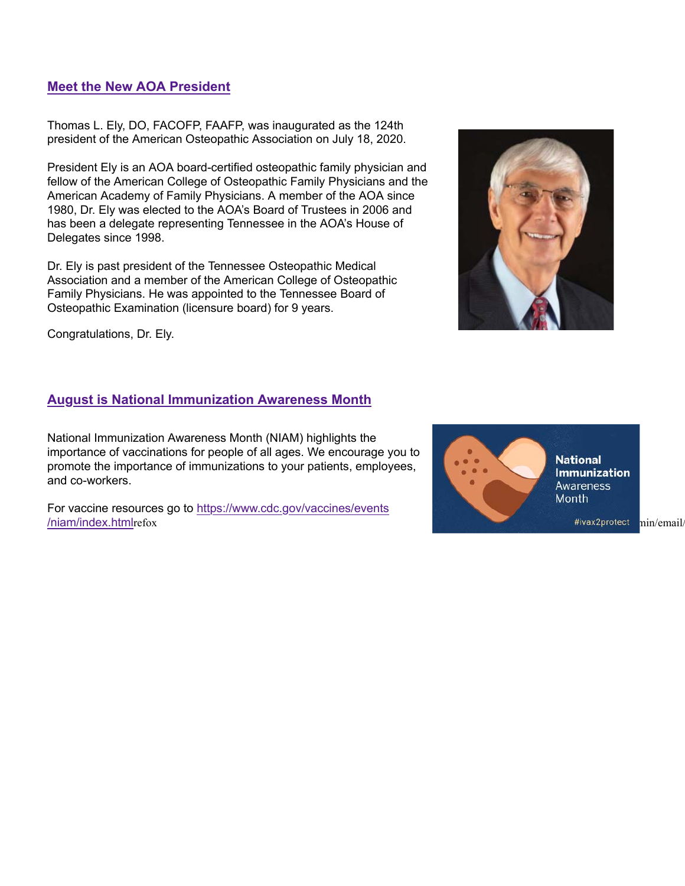## Meet the New AOA President

Thomas L. Ely, DO, FACOFP, FAAFP, was inaugurated as the 124th president of the American Osteopathic Association on July 18, 2020.

President Ely is an AOA board-certified osteopathic family physician and fellow of the American College of Osteopathic Family Physicians and the American Academy of Family Physicians. A member of the AOA since 1980, Dr. Ely was elected to the AOA's Board of Trustees in 2006 and has been a delegate representing Tennessee in the AOA's House of Delegates since 1998.

Dr. Ely is past president of the Tennessee Osteopathic Medical Association and a member of the American College of Osteopathic Family Physicians. He was appointed to the Tennessee Board of Osteopathic Examination (licensure board) for 9 years.

Congratulations, Dr. Ely.

## August is National Immunization Awareness Month

National Immunization Awareness Month (NIAM) highlights the importance of vaccinations for people of all ages. We encourage you to promote the importance of immunizations to your patients, employees, and co-workers.

For vaccine resources go to https://www.cdc.gov/vaccines/events/niam/index.html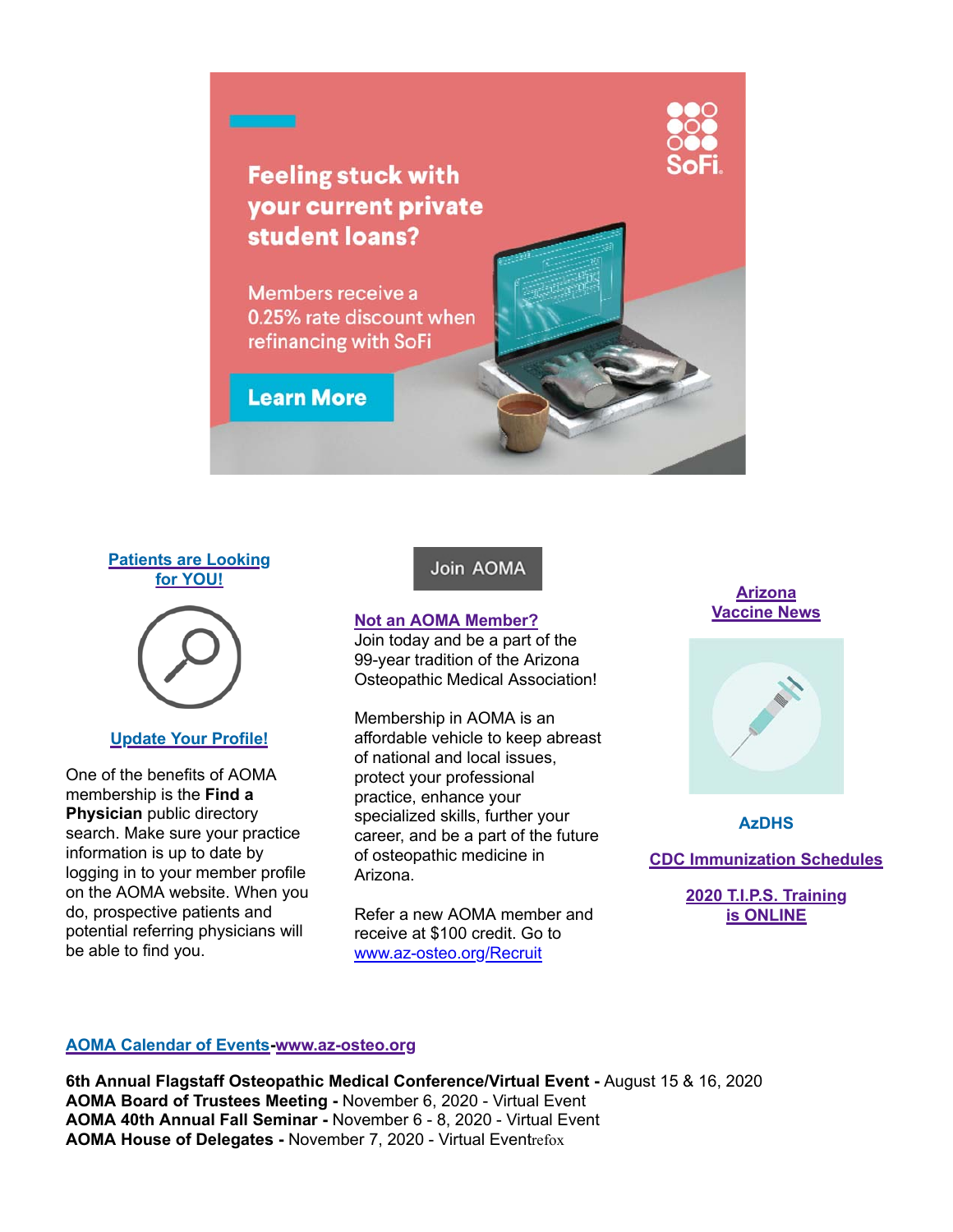Feeling stuck with your current private student loans?

Members receive a 0.25% rate discount when refinancing with SoFi

Learn More

**Patients are Looking for YOU!**

**Update Your Profile!**

One of the benefits of AOMA membership is the **Find a Physician** public directory search. Make sure your practice information is up to date by logging in to your member profile on the AOMA website. When you do, prospective patients and potential referring physicians will be able to find you.

Join AOMA

**Not an AOMA Member?**
Join today and be a part of the 99-year tradition of the Arizona Osteopathic Medical Association!

Membership in AOMA is an affordable vehicle to keep abreast of national and local issues, protect your professional practice, enhance your specialized skills, further your career, and be a part of the future of osteopathic medicine in Arizona.

Refer a new AOMA member and receive at $100 credit. Go to www.az-osteo.org/Recruit

**Arizona Vaccine News**

**AzDHS**

**CDC Immunization Schedules**

**2020 T.I.P.S. Training is ONLINE**

**AOMA Calendar of Events-www.az-osteo.org**

**6th Annual Flagstaff Osteopathic Medical Conference/Virtual Event -** August 15 & 16, 2020
**AOMA Board of Trustees Meeting -** November 6, 2020 - Virtual Event
**AOMA 40th Annual Fall Seminar -** November 6 - 8, 2020 - Virtual Event
**AOMA House of Delegates -** November 7, 2020 - Virtual Eventrefox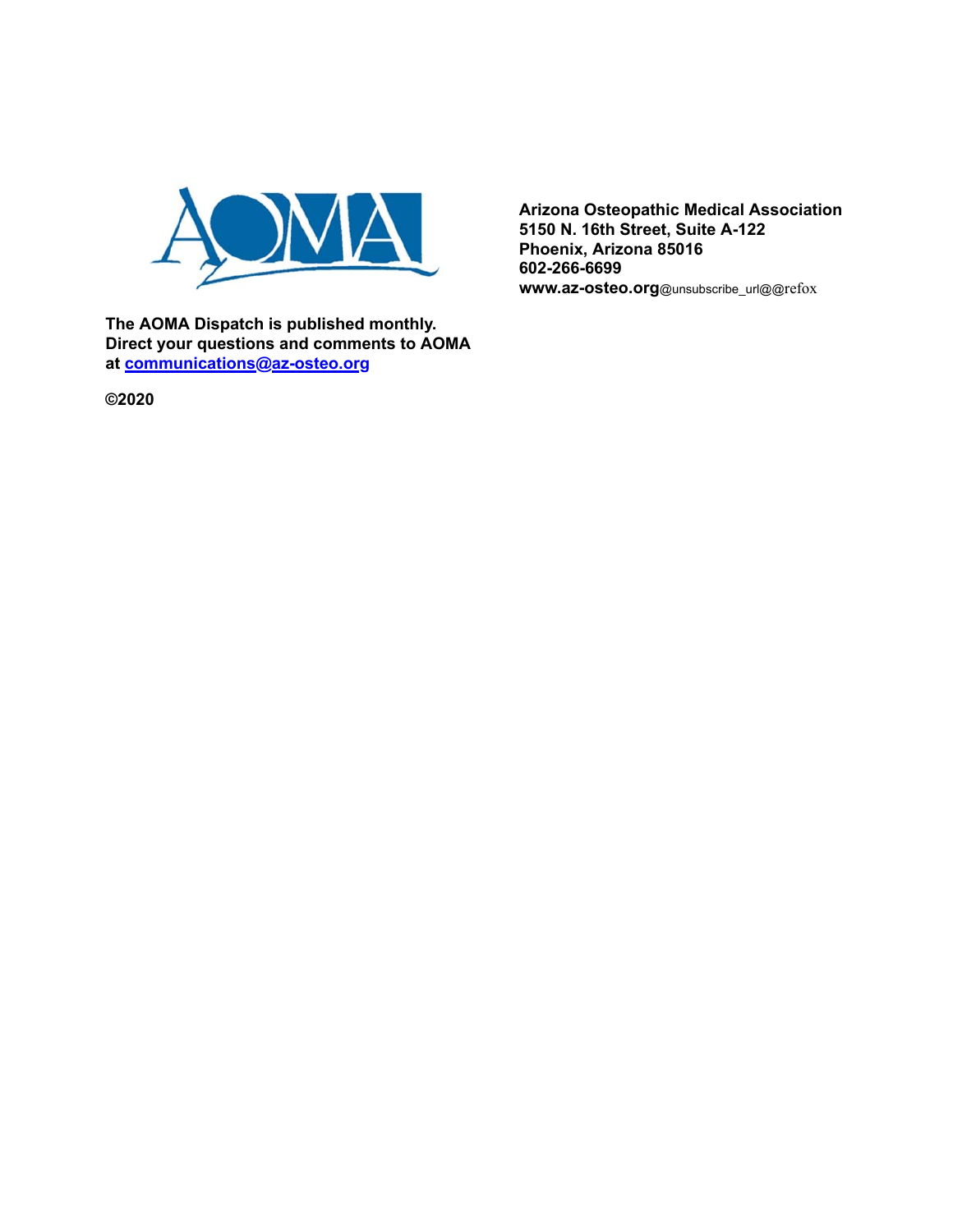AOMA

**Arizona Osteopathic Medical Association**
**5150 N. 16th Street, Suite A-122**
**Phoenix, Arizona 85016**
**602-266-6699**
**www.az-osteo.org**@unsubscribe_url@@refox

**The AOMA Dispatch is published monthly.**
**Direct your questions and comments to AOMA**
**at [communications@az-osteo.org](mailto:communications@az-osteo.org)**

**©2020**